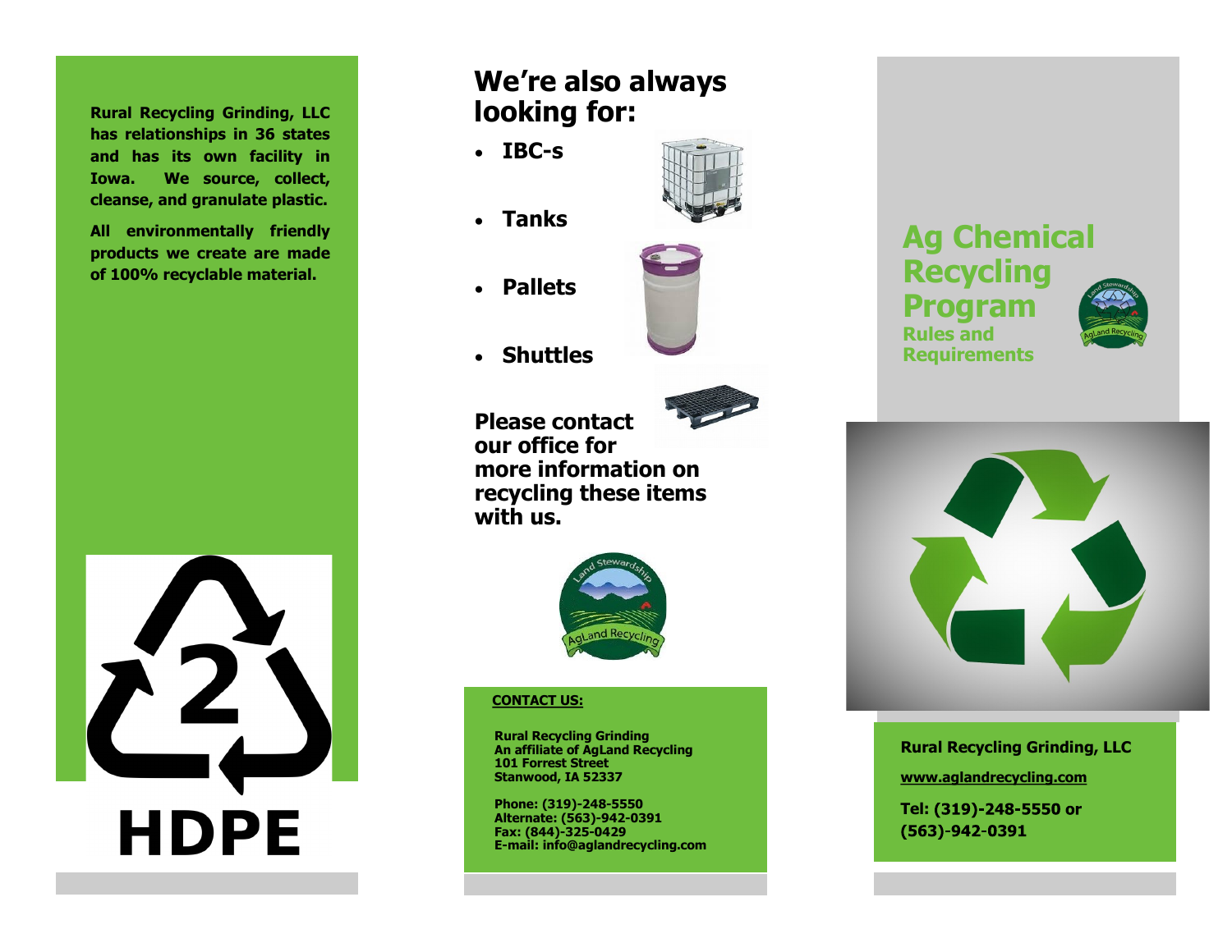Rural Recycling Grinding, LLC has relationships in 36 states and has its own facility in Iowa. We source, collect, cleanse, and granulate plastic.

All environmentally friendly products we create are made of 100% recyclable material.

2

HDPE

## We're also always looking for:

- **IBC-s**
- **Tanks**
- **Pallets**
- **Shuttles**

**Please contact our office for more information on recycling these items with us.**

**CONTACT US:**

**Rural Recycling Grinding**
**An affiliate of AgLand Recycling**
**101 Forrest Street**
**Stanwood, IA 52337**

**Phone: (319)-248-5550**
**Alternate: (563)-942-0391**
**Fax: (844)-325-0429**
**E-mail: info@aglandrecycling.com**

# Ag Chemical Recycling Program

## Rules and Requirements

**Rural Recycling Grinding, LLC**

**www.aglandrecycling.com**

**Tel: (319)-248-5550 or (563)-942-0391**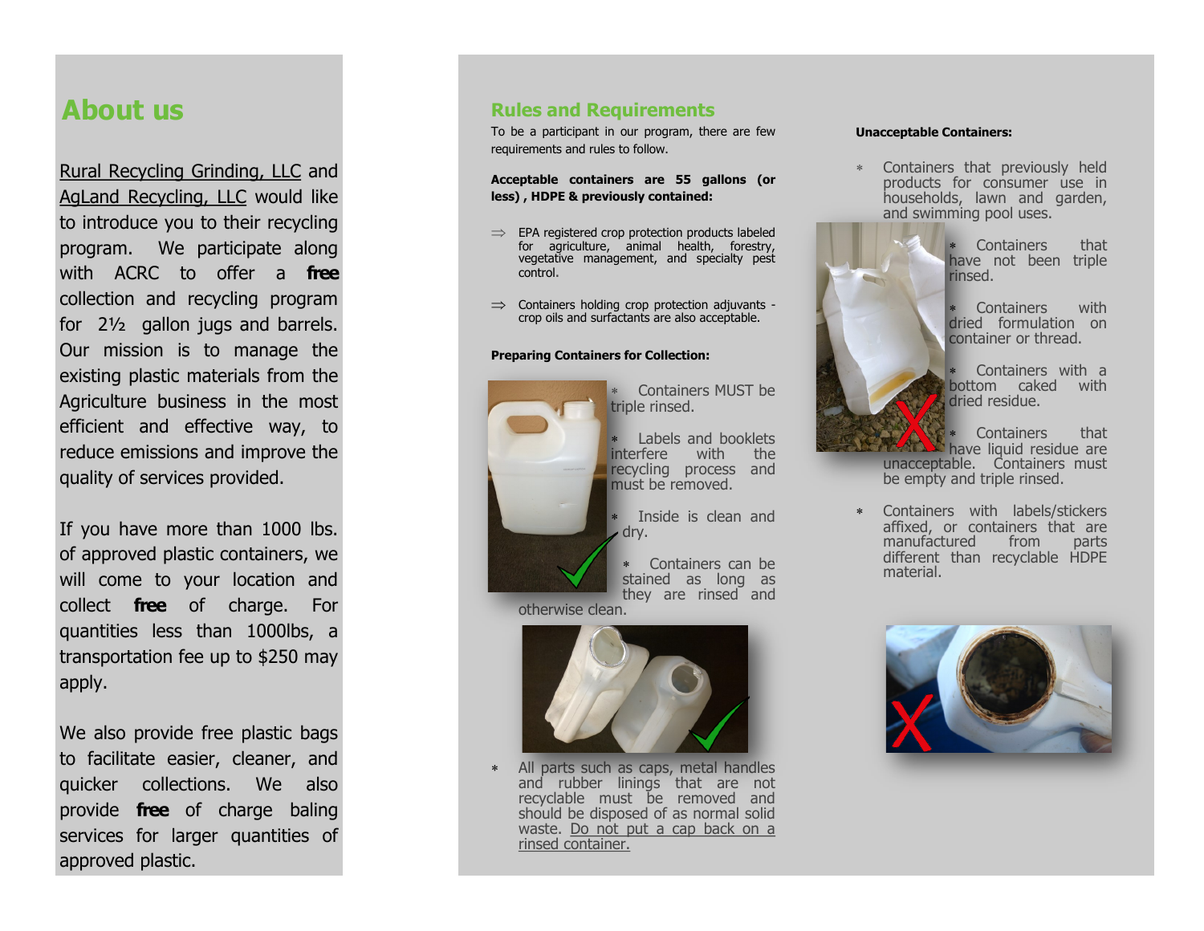## About us

Rural Recycling Grinding, LLC and AgLand Recycling, LLC would like to introduce you to their recycling program. We participate along with ACRC to offer a **free** collection and recycling program for 2½ gallon jugs and barrels. Our mission is to manage the existing plastic materials from the Agriculture business in the most efficient and effective way, to reduce emissions and improve the quality of services provided.

If you have more than 1000 lbs. of approved plastic containers, we will come to your location and collect **free** of charge. For quantities less than 1000lbs, a transportation fee up to $250 may apply.

We also provide free plastic bags to facilitate easier, cleaner, and quicker collections. We also provide **free** of charge baling services for larger quantities of approved plastic.

## Rules and Requirements

To be a participant in our program, there are few requirements and rules to follow.

**Acceptable containers are 55 gallons (or less) , HDPE & previously contained:**

⇒ EPA registered crop protection products labeled for agriculture, animal health, forestry, vegetative management, and specialty pest control.

⇒ Containers holding crop protection adjuvants - crop oils and surfactants are also acceptable.

**Preparing Containers for Collection:**

- Containers MUST be triple rinsed.
- Labels and booklets interfere with the recycling process and must be removed.
- Inside is clean and dry.
- Containers can be stained as long as they are rinsed and otherwise clean.
- All parts such as caps, metal handles and rubber linings that are not recyclable must be removed and should be disposed of as normal solid waste. Do not put a cap back on a rinsed container.

**Unacceptable Containers:**

- Containers that previously held products for consumer use in households, lawn and garden, and swimming pool uses.
- Containers that have not been triple rinsed.
- Containers with dried formulation on container or thread.
- Containers with a bottom caked with dried residue.
- Containers that have liquid residue are unacceptable. Containers must be empty and triple rinsed.
- Containers with labels/stickers affixed, or containers that are manufactured from parts different than recyclable HDPE material.